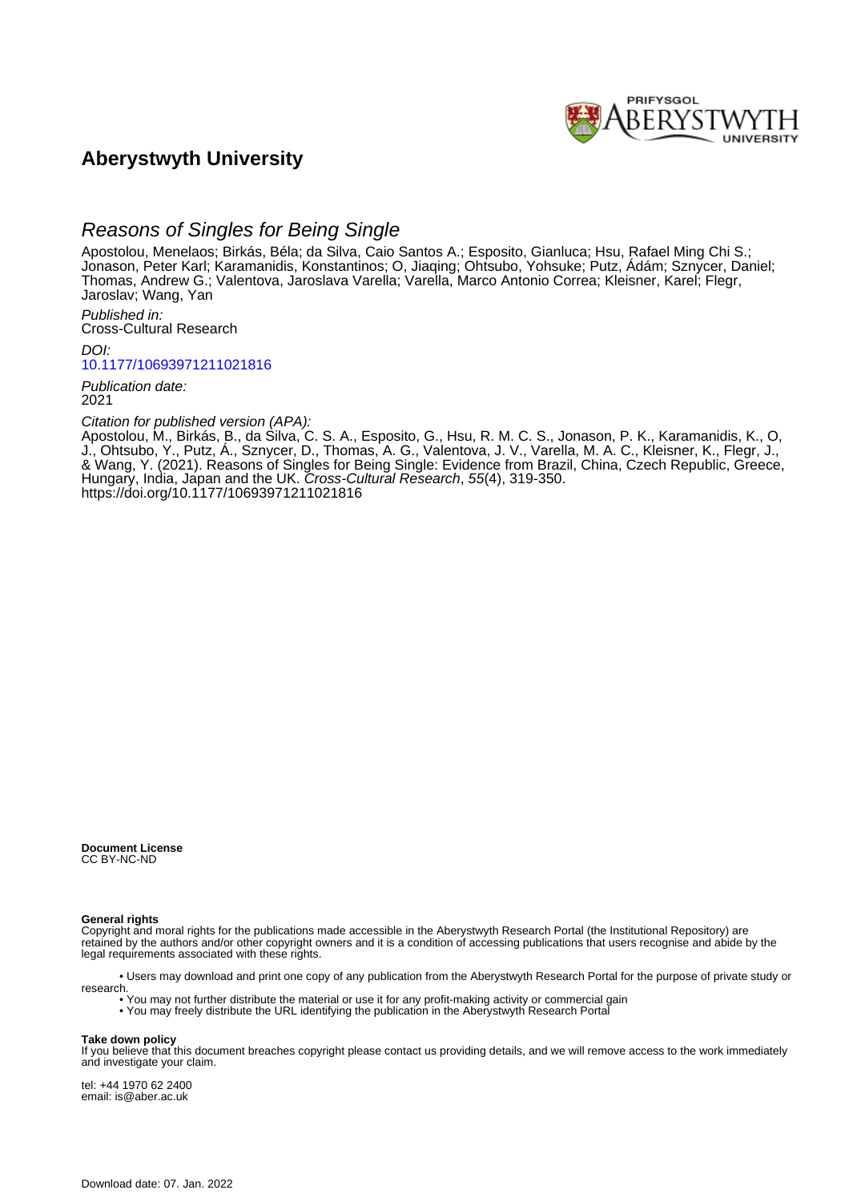# Aberystwyth University

## Reasons of Singles for Being Single

Apostolou, Menelaos; Birkás, Béla; da Silva, Caio Santos A.; Esposito, Gianluca; Hsu, Rafael Ming Chi S.; Jonason, Peter Karl; Karamanidis, Konstantinos; O, Jiaqing; Ohtsubo, Yohsuke; Putz, Ádám; Sznycer, Daniel; Thomas, Andrew G.; Valentova, Jaroslava Varella; Varella, Marco Antonio Correa; Kleisner, Karel; Flegr, Jaroslav; Wang, Yan

*Published in:*
Cross-Cultural Research

*DOI:*
10.1177/10693971211021816

*Publication date:*
2021

*Citation for published version (APA):*
Apostolou, M., Birkás, B., da Silva, C. S. A., Esposito, G., Hsu, R. M. C. S., Jonason, P. K., Karamanidis, K., O, J., Ohtsubo, Y., Putz, Á., Sznycer, D., Thomas, A. G., Valentova, J. V., Varella, M. A. C., Kleisner, K., Flegr, J., & Wang, Y. (2021). Reasons of Singles for Being Single: Evidence from Brazil, China, Czech Republic, Greece, Hungary, India, Japan and the UK. *Cross-Cultural Research*, *55*(4), 319-350. https://doi.org/10.1177/10693971211021816

**Document License**
CC BY-NC-ND

**General rights**
Copyright and moral rights for the publications made accessible in the Aberystwyth Research Portal (the Institutional Repository) are retained by the authors and/or other copyright owners and it is a condition of accessing publications that users recognise and abide by the legal requirements associated with these rights.

- Users may download and print one copy of any publication from the Aberystwyth Research Portal for the purpose of private study or research.
- You may not further distribute the material or use it for any profit-making activity or commercial gain
- You may freely distribute the URL identifying the publication in the Aberystwyth Research Portal

**Take down policy**
If you believe that this document breaches copyright please contact us providing details, and we will remove access to the work immediately and investigate your claim.

tel: +44 1970 62 2400
email: is@aber.ac.uk

Download date: 07. Jan. 2022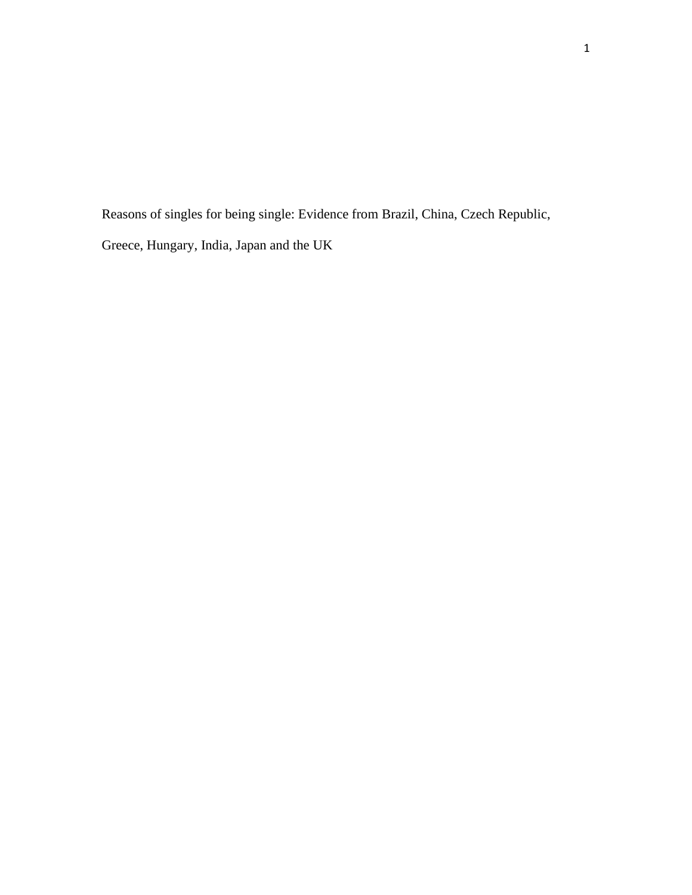Reasons of singles for being single: Evidence from Brazil, China, Czech Republic, Greece, Hungary, India, Japan and the UK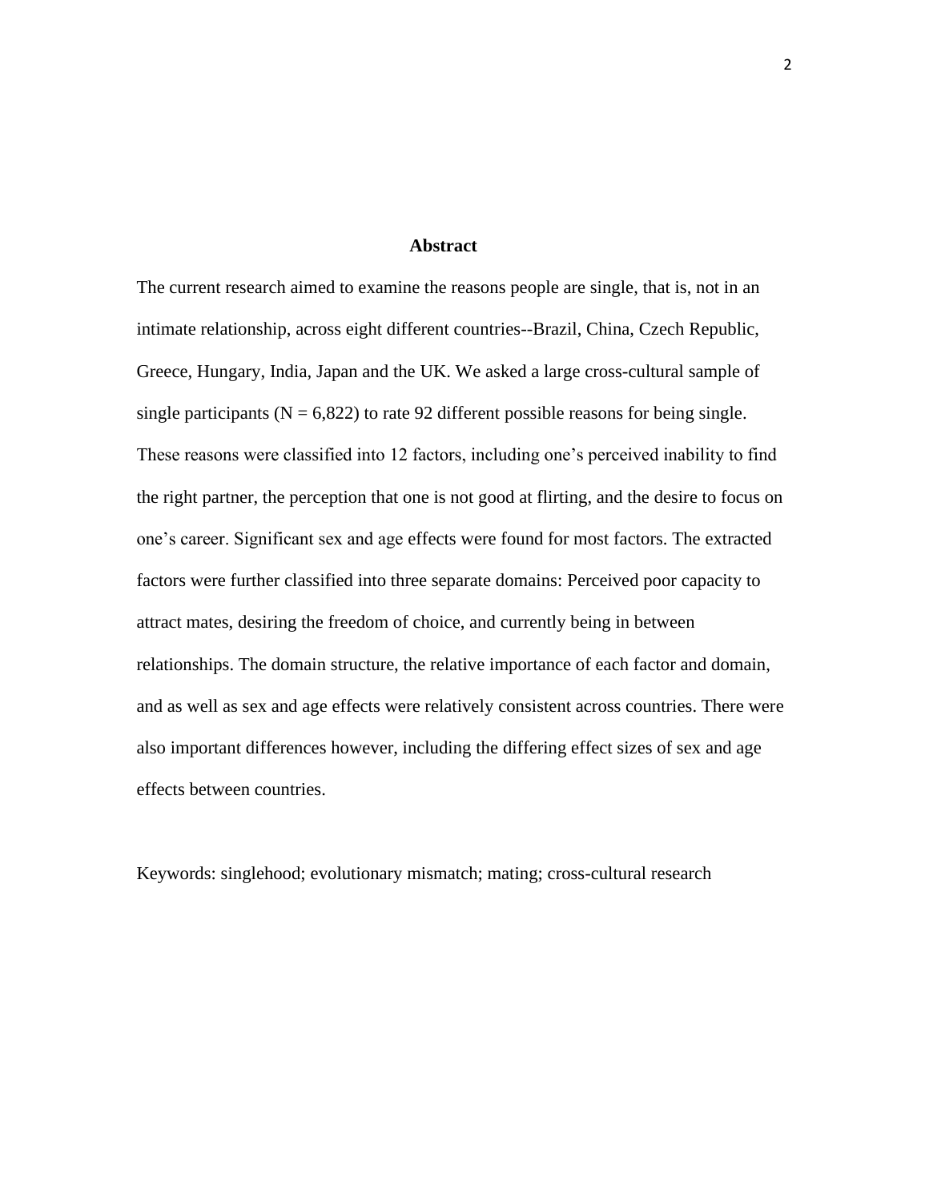## Abstract

The current research aimed to examine the reasons people are single, that is, not in an intimate relationship, across eight different countries--Brazil, China, Czech Republic, Greece, Hungary, India, Japan and the UK. We asked a large cross-cultural sample of single participants ($N = 6,822$) to rate 92 different possible reasons for being single. These reasons were classified into 12 factors, including one's perceived inability to find the right partner, the perception that one is not good at flirting, and the desire to focus on one's career. Significant sex and age effects were found for most factors. The extracted factors were further classified into three separate domains: Perceived poor capacity to attract mates, desiring the freedom of choice, and currently being in between relationships. The domain structure, the relative importance of each factor and domain, and as well as sex and age effects were relatively consistent across countries. There were also important differences however, including the differing effect sizes of sex and age effects between countries.

Keywords: singlehood; evolutionary mismatch; mating; cross-cultural research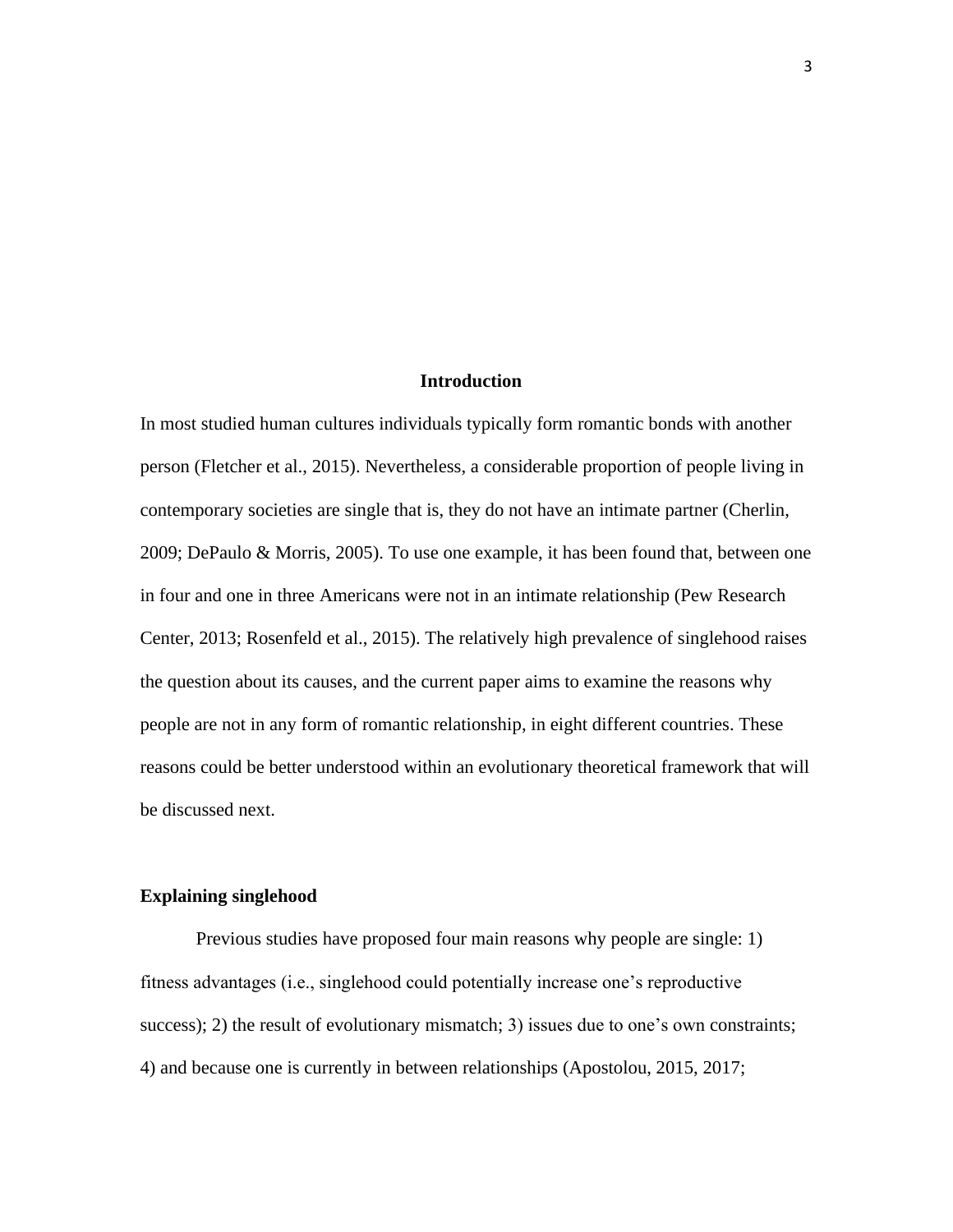## Introduction

In most studied human cultures individuals typically form romantic bonds with another person (Fletcher et al., 2015). Nevertheless, a considerable proportion of people living in contemporary societies are single that is, they do not have an intimate partner (Cherlin, 2009; DePaulo & Morris, 2005). To use one example, it has been found that, between one in four and one in three Americans were not in an intimate relationship (Pew Research Center, 2013; Rosenfeld et al., 2015). The relatively high prevalence of singlehood raises the question about its causes, and the current paper aims to examine the reasons why people are not in any form of romantic relationship, in eight different countries. These reasons could be better understood within an evolutionary theoretical framework that will be discussed next.

### Explaining singlehood

Previous studies have proposed four main reasons why people are single: 1) fitness advantages (i.e., singlehood could potentially increase one's reproductive success); 2) the result of evolutionary mismatch; 3) issues due to one's own constraints; 4) and because one is currently in between relationships (Apostolou, 2015, 2017;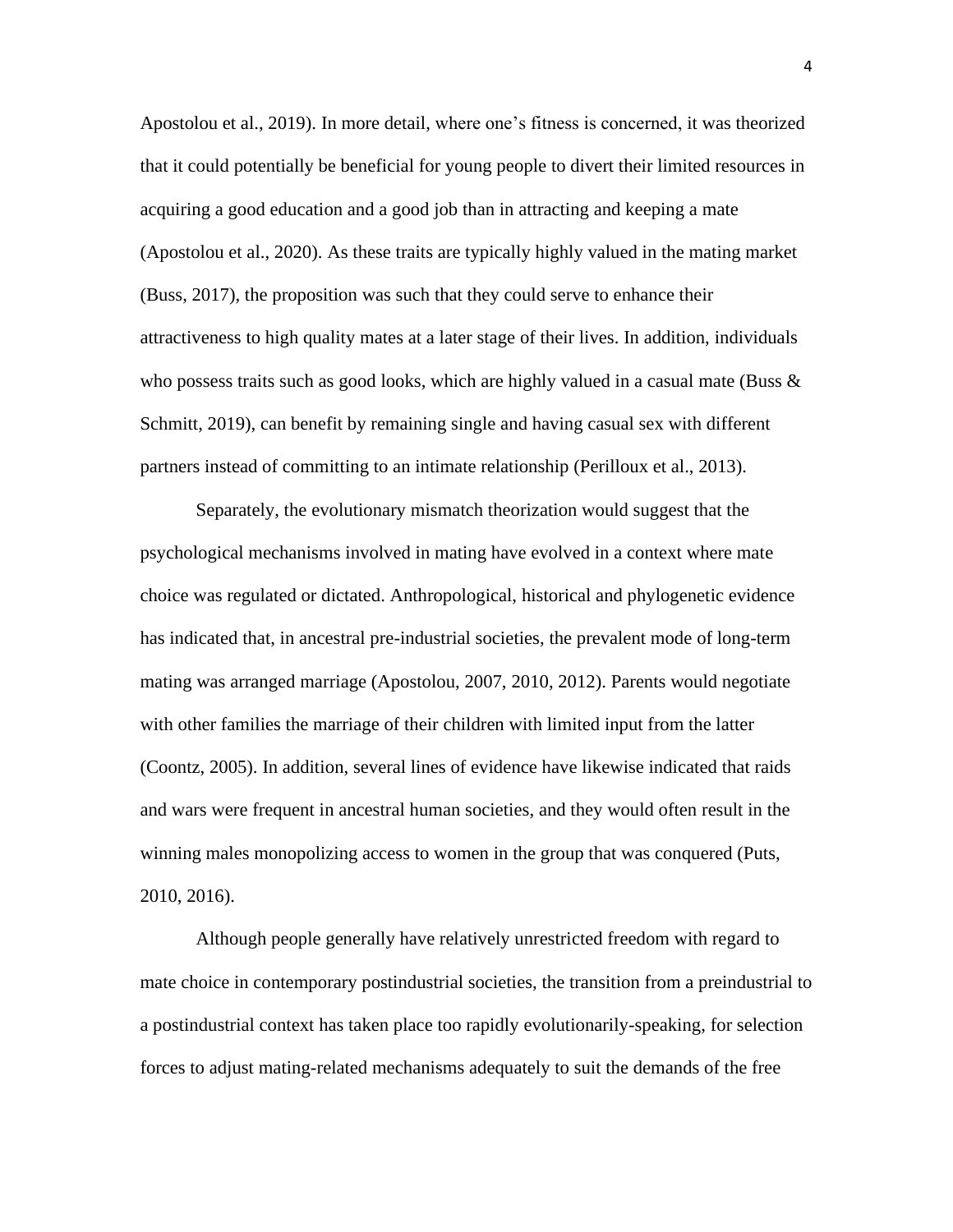Apostolou et al., 2019). In more detail, where one's fitness is concerned, it was theorized that it could potentially be beneficial for young people to divert their limited resources in acquiring a good education and a good job than in attracting and keeping a mate (Apostolou et al., 2020). As these traits are typically highly valued in the mating market (Buss, 2017), the proposition was such that they could serve to enhance their attractiveness to high quality mates at a later stage of their lives. In addition, individuals who possess traits such as good looks, which are highly valued in a casual mate (Buss & Schmitt, 2019), can benefit by remaining single and having casual sex with different partners instead of committing to an intimate relationship (Perilloux et al., 2013).

Separately, the evolutionary mismatch theorization would suggest that the psychological mechanisms involved in mating have evolved in a context where mate choice was regulated or dictated. Anthropological, historical and phylogenetic evidence has indicated that, in ancestral pre-industrial societies, the prevalent mode of long-term mating was arranged marriage (Apostolou, 2007, 2010, 2012). Parents would negotiate with other families the marriage of their children with limited input from the latter (Coontz, 2005). In addition, several lines of evidence have likewise indicated that raids and wars were frequent in ancestral human societies, and they would often result in the winning males monopolizing access to women in the group that was conquered (Puts, 2010, 2016).

Although people generally have relatively unrestricted freedom with regard to mate choice in contemporary postindustrial societies, the transition from a preindustrial to a postindustrial context has taken place too rapidly evolutionarily-speaking, for selection forces to adjust mating-related mechanisms adequately to suit the demands of the free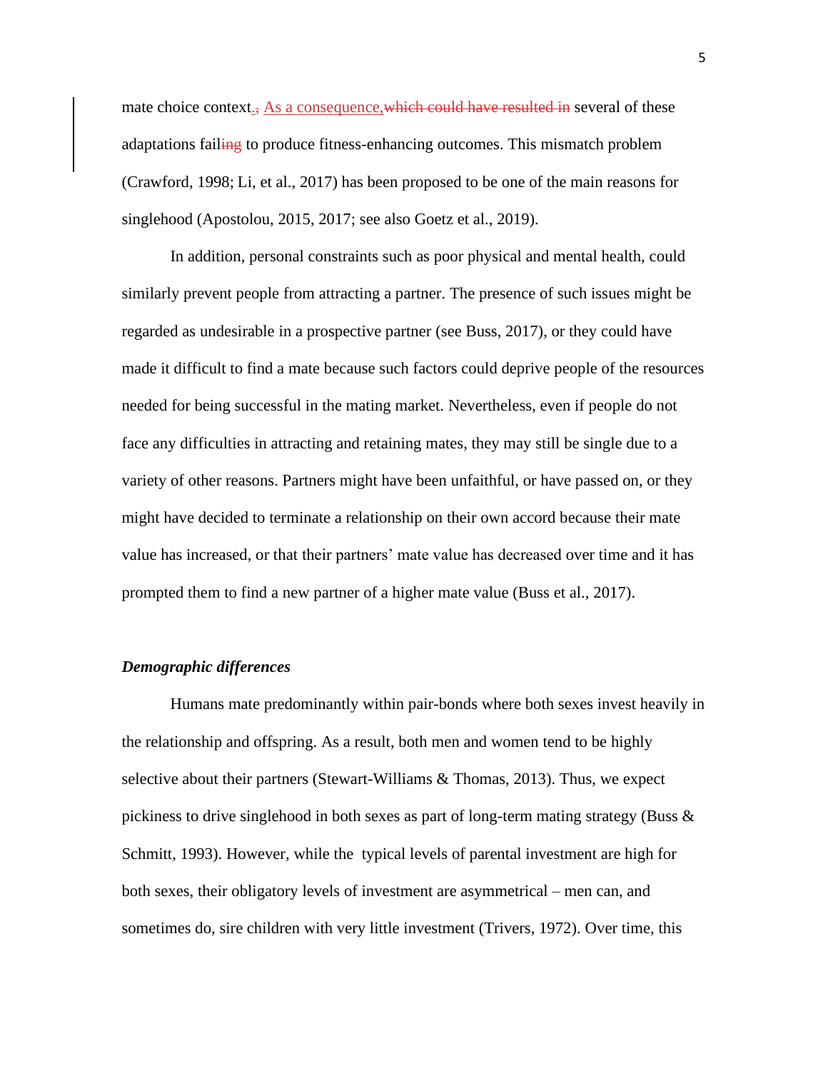mate choice context.~~,~~ As a consequence,~~which could have resulted in~~ several of these adaptations fail~~ing~~ to produce fitness-enhancing outcomes. This mismatch problem (Crawford, 1998; Li, et al., 2017) has been proposed to be one of the main reasons for singlehood (Apostolou, 2015, 2017; see also Goetz et al., 2019).

In addition, personal constraints such as poor physical and mental health, could similarly prevent people from attracting a partner. The presence of such issues might be regarded as undesirable in a prospective partner (see Buss, 2017), or they could have made it difficult to find a mate because such factors could deprive people of the resources needed for being successful in the mating market. Nevertheless, even if people do not face any difficulties in attracting and retaining mates, they may still be single due to a variety of other reasons. Partners might have been unfaithful, or have passed on, or they might have decided to terminate a relationship on their own accord because their mate value has increased, or that their partners' mate value has decreased over time and it has prompted them to find a new partner of a higher mate value (Buss et al., 2017).

### *Demographic differences*

Humans mate predominantly within pair-bonds where both sexes invest heavily in the relationship and offspring. As a result, both men and women tend to be highly selective about their partners (Stewart-Williams & Thomas, 2013). Thus, we expect pickiness to drive singlehood in both sexes as part of long-term mating strategy (Buss & Schmitt, 1993). However, while the typical levels of parental investment are high for both sexes, their obligatory levels of investment are asymmetrical – men can, and sometimes do, sire children with very little investment (Trivers, 1972). Over time, this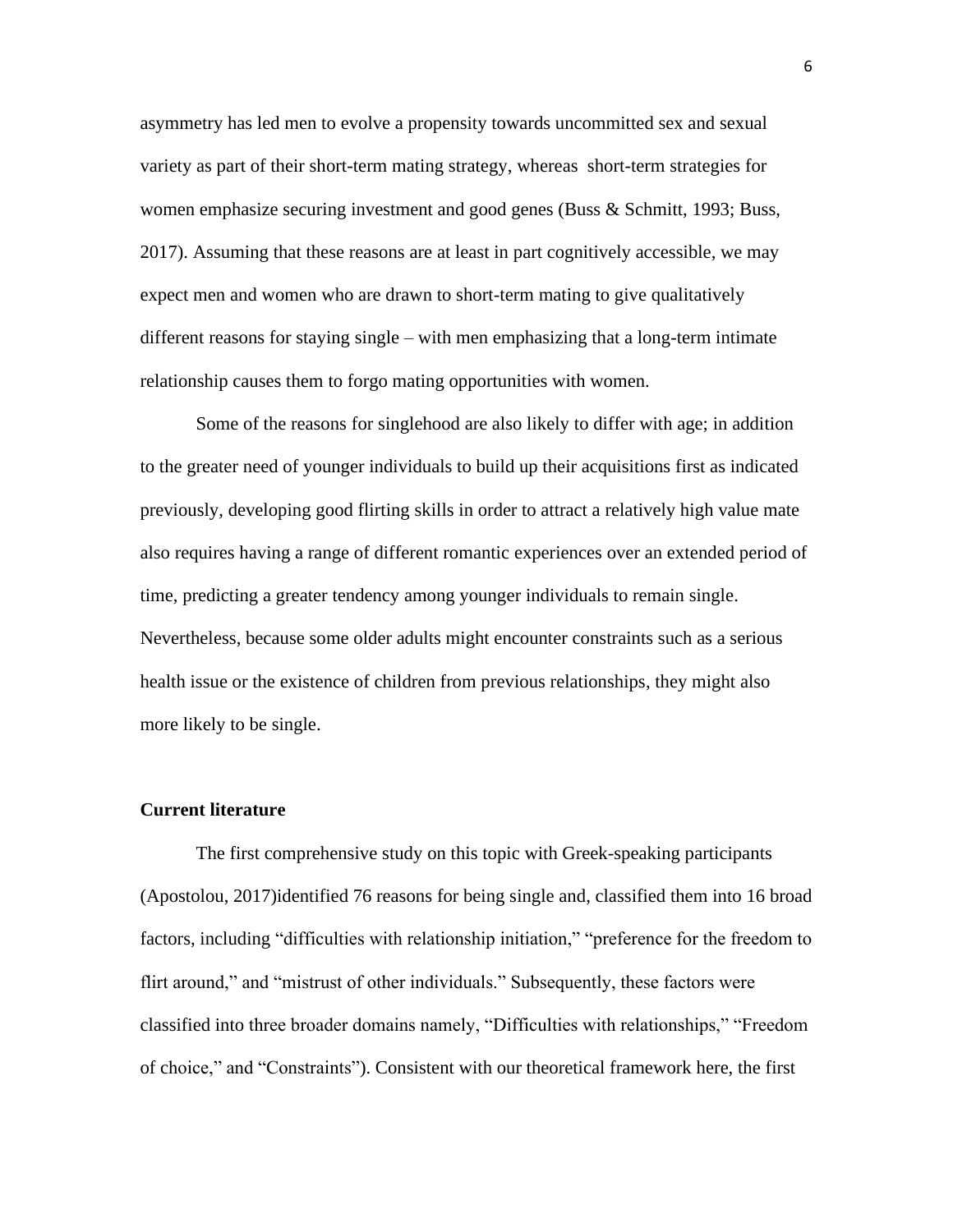asymmetry has led men to evolve a propensity towards uncommitted sex and sexual variety as part of their short-term mating strategy, whereas  short-term strategies for women emphasize securing investment and good genes (Buss & Schmitt, 1993; Buss, 2017). Assuming that these reasons are at least in part cognitively accessible, we may expect men and women who are drawn to short-term mating to give qualitatively different reasons for staying single – with men emphasizing that a long-term intimate relationship causes them to forgo mating opportunities with women.

Some of the reasons for singlehood are also likely to differ with age; in addition to the greater need of younger individuals to build up their acquisitions first as indicated previously, developing good flirting skills in order to attract a relatively high value mate also requires having a range of different romantic experiences over an extended period of time, predicting a greater tendency among younger individuals to remain single. Nevertheless, because some older adults might encounter constraints such as a serious health issue or the existence of children from previous relationships, they might also more likely to be single.

**Current literature**

The first comprehensive study on this topic with Greek-speaking participants (Apostolou, 2017)identified 76 reasons for being single and, classified them into 16 broad factors, including "difficulties with relationship initiation," "preference for the freedom to flirt around," and "mistrust of other individuals." Subsequently, these factors were classified into three broader domains namely, "Difficulties with relationships," "Freedom of choice," and "Constraints"). Consistent with our theoretical framework here, the first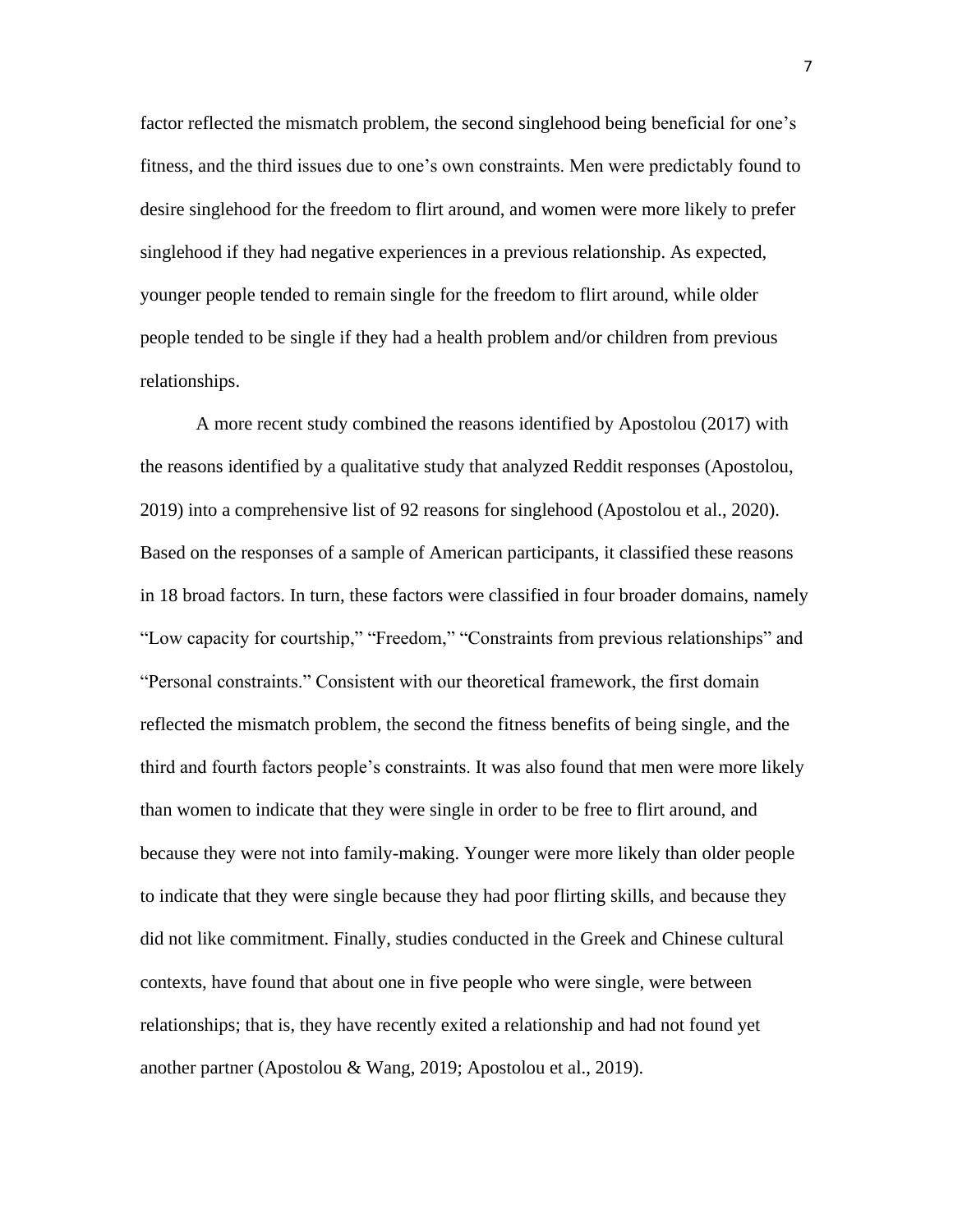factor reflected the mismatch problem, the second singlehood being beneficial for one's fitness, and the third issues due to one's own constraints. Men were predictably found to desire singlehood for the freedom to flirt around, and women were more likely to prefer singlehood if they had negative experiences in a previous relationship. As expected, younger people tended to remain single for the freedom to flirt around, while older people tended to be single if they had a health problem and/or children from previous relationships.

A more recent study combined the reasons identified by Apostolou (2017) with the reasons identified by a qualitative study that analyzed Reddit responses (Apostolou, 2019) into a comprehensive list of 92 reasons for singlehood (Apostolou et al., 2020). Based on the responses of a sample of American participants, it classified these reasons in 18 broad factors. In turn, these factors were classified in four broader domains, namely "Low capacity for courtship," "Freedom," "Constraints from previous relationships" and "Personal constraints." Consistent with our theoretical framework, the first domain reflected the mismatch problem, the second the fitness benefits of being single, and the third and fourth factors people's constraints. It was also found that men were more likely than women to indicate that they were single in order to be free to flirt around, and because they were not into family-making. Younger were more likely than older people to indicate that they were single because they had poor flirting skills, and because they did not like commitment. Finally, studies conducted in the Greek and Chinese cultural contexts, have found that about one in five people who were single, were between relationships; that is, they have recently exited a relationship and had not found yet another partner (Apostolou & Wang, 2019; Apostolou et al., 2019).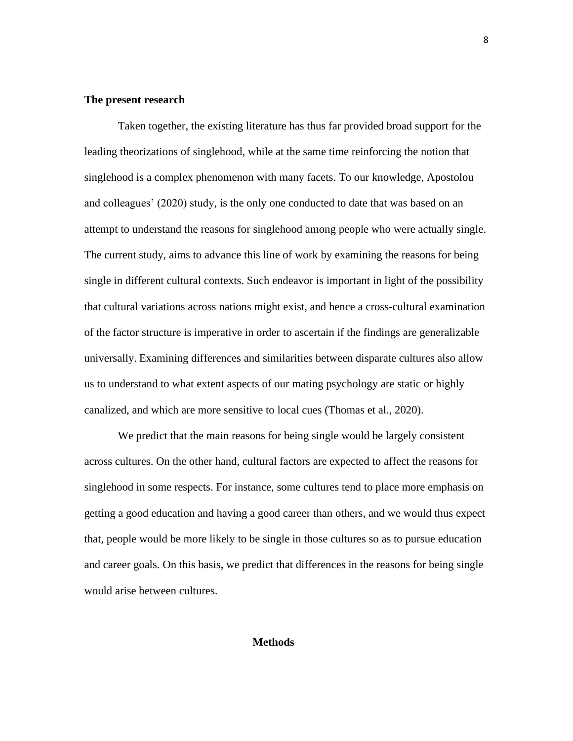**The present research**

Taken together, the existing literature has thus far provided broad support for the leading theorizations of singlehood, while at the same time reinforcing the notion that singlehood is a complex phenomenon with many facets. To our knowledge, Apostolou and colleagues' (2020) study, is the only one conducted to date that was based on an attempt to understand the reasons for singlehood among people who were actually single. The current study, aims to advance this line of work by examining the reasons for being single in different cultural contexts. Such endeavor is important in light of the possibility that cultural variations across nations might exist, and hence a cross-cultural examination of the factor structure is imperative in order to ascertain if the findings are generalizable universally. Examining differences and similarities between disparate cultures also allow us to understand to what extent aspects of our mating psychology are static or highly canalized, and which are more sensitive to local cues (Thomas et al., 2020).

We predict that the main reasons for being single would be largely consistent across cultures. On the other hand, cultural factors are expected to affect the reasons for singlehood in some respects. For instance, some cultures tend to place more emphasis on getting a good education and having a good career than others, and we would thus expect that, people would be more likely to be single in those cultures so as to pursue education and career goals. On this basis, we predict that differences in the reasons for being single would arise between cultures.

## Methods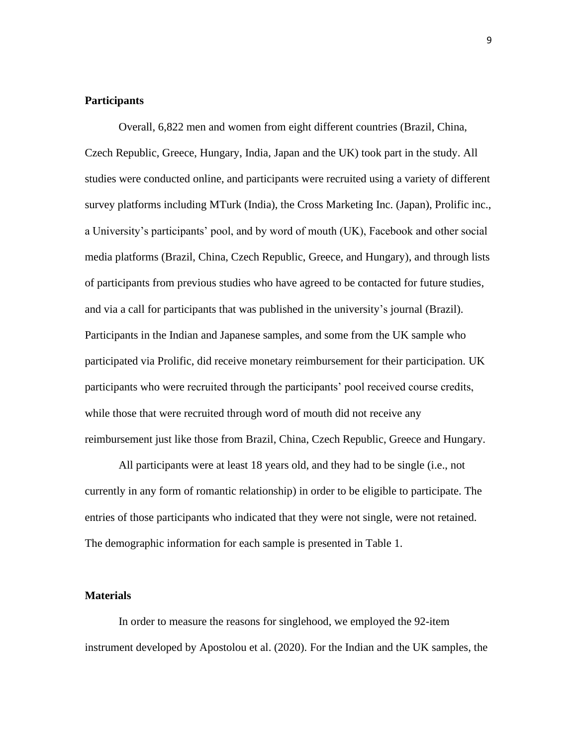## Participants

Overall, 6,822 men and women from eight different countries (Brazil, China, Czech Republic, Greece, Hungary, India, Japan and the UK) took part in the study. All studies were conducted online, and participants were recruited using a variety of different survey platforms including MTurk (India), the Cross Marketing Inc. (Japan), Prolific inc., a University's participants' pool, and by word of mouth (UK), Facebook and other social media platforms (Brazil, China, Czech Republic, Greece, and Hungary), and through lists of participants from previous studies who have agreed to be contacted for future studies, and via a call for participants that was published in the university's journal (Brazil). Participants in the Indian and Japanese samples, and some from the UK sample who participated via Prolific, did receive monetary reimbursement for their participation. UK participants who were recruited through the participants' pool received course credits, while those that were recruited through word of mouth did not receive any reimbursement just like those from Brazil, China, Czech Republic, Greece and Hungary.

All participants were at least 18 years old, and they had to be single (i.e., not currently in any form of romantic relationship) in order to be eligible to participate. The entries of those participants who indicated that they were not single, were not retained. The demographic information for each sample is presented in Table 1.

## Materials

In order to measure the reasons for singlehood, we employed the 92-item instrument developed by Apostolou et al. (2020). For the Indian and the UK samples, the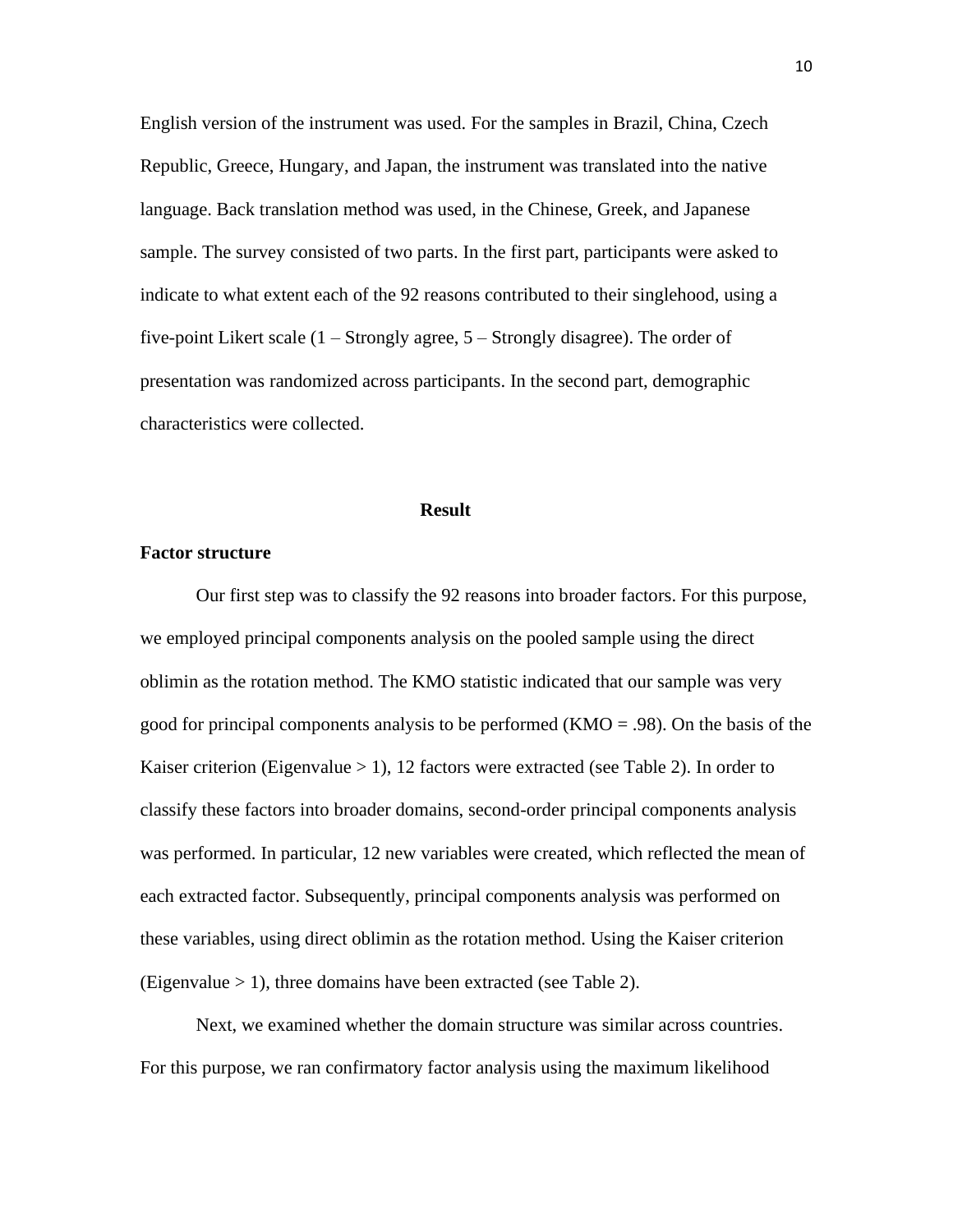English version of the instrument was used. For the samples in Brazil, China, Czech Republic, Greece, Hungary, and Japan, the instrument was translated into the native language. Back translation method was used, in the Chinese, Greek, and Japanese sample. The survey consisted of two parts. In the first part, participants were asked to indicate to what extent each of the 92 reasons contributed to their singlehood, using a five-point Likert scale (1 – Strongly agree, 5 – Strongly disagree). The order of presentation was randomized across participants. In the second part, demographic characteristics were collected.

## Result

### Factor structure

Our first step was to classify the 92 reasons into broader factors. For this purpose, we employed principal components analysis on the pooled sample using the direct oblimin as the rotation method. The KMO statistic indicated that our sample was very good for principal components analysis to be performed (KMO = .98). On the basis of the Kaiser criterion (Eigenvalue > 1), 12 factors were extracted (see Table 2). In order to classify these factors into broader domains, second-order principal components analysis was performed. In particular, 12 new variables were created, which reflected the mean of each extracted factor. Subsequently, principal components analysis was performed on these variables, using direct oblimin as the rotation method. Using the Kaiser criterion (Eigenvalue > 1), three domains have been extracted (see Table 2).

Next, we examined whether the domain structure was similar across countries. For this purpose, we ran confirmatory factor analysis using the maximum likelihood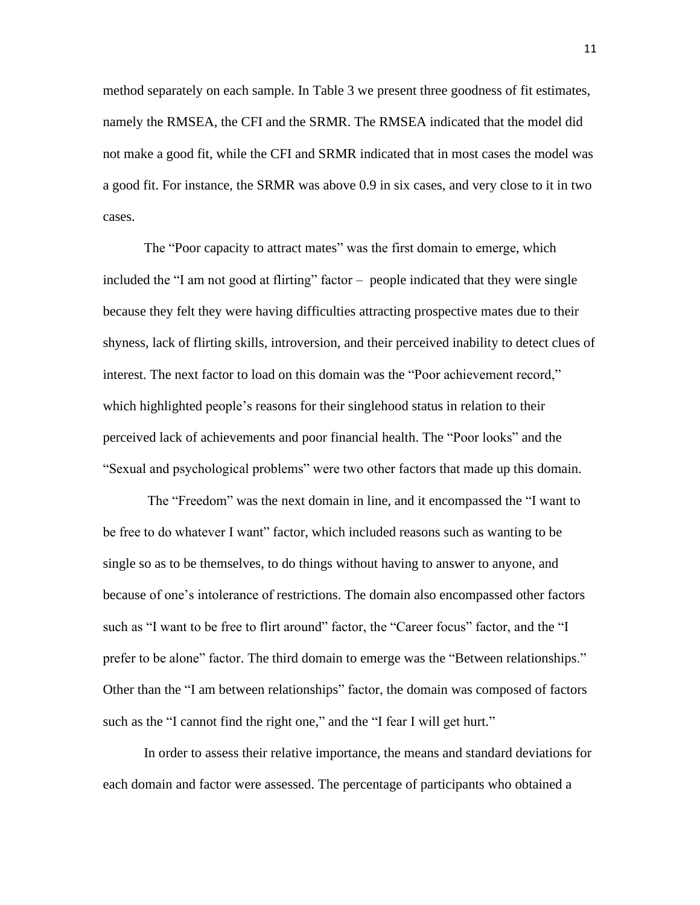method separately on each sample. In Table 3 we present three goodness of fit estimates, namely the RMSEA, the CFI and the SRMR. The RMSEA indicated that the model did not make a good fit, while the CFI and SRMR indicated that in most cases the model was a good fit. For instance, the SRMR was above 0.9 in six cases, and very close to it in two cases.

The "Poor capacity to attract mates" was the first domain to emerge, which included the "I am not good at flirting" factor – people indicated that they were single because they felt they were having difficulties attracting prospective mates due to their shyness, lack of flirting skills, introversion, and their perceived inability to detect clues of interest. The next factor to load on this domain was the "Poor achievement record," which highlighted people's reasons for their singlehood status in relation to their perceived lack of achievements and poor financial health. The "Poor looks" and the "Sexual and psychological problems" were two other factors that made up this domain.

The "Freedom" was the next domain in line, and it encompassed the "I want to be free to do whatever I want" factor, which included reasons such as wanting to be single so as to be themselves, to do things without having to answer to anyone, and because of one's intolerance of restrictions. The domain also encompassed other factors such as "I want to be free to flirt around" factor, the "Career focus" factor, and the "I prefer to be alone" factor. The third domain to emerge was the "Between relationships." Other than the "I am between relationships" factor, the domain was composed of factors such as the "I cannot find the right one," and the "I fear I will get hurt."

In order to assess their relative importance, the means and standard deviations for each domain and factor were assessed. The percentage of participants who obtained a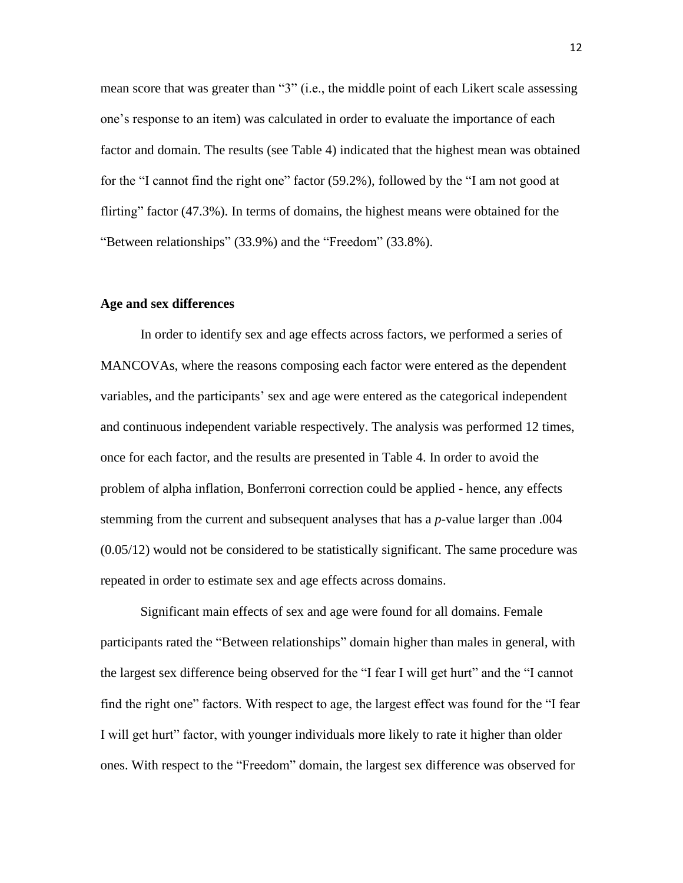mean score that was greater than “3” (i.e., the middle point of each Likert scale assessing one’s response to an item) was calculated in order to evaluate the importance of each factor and domain. The results (see Table 4) indicated that the highest mean was obtained for the “I cannot find the right one” factor (59.2%), followed by the “I am not good at flirting” factor (47.3%). In terms of domains, the highest means were obtained for the “Between relationships” (33.9%) and the “Freedom” (33.8%).

**Age and sex differences**

In order to identify sex and age effects across factors, we performed a series of MANCOVAs, where the reasons composing each factor were entered as the dependent variables, and the participants’ sex and age were entered as the categorical independent and continuous independent variable respectively. The analysis was performed 12 times, once for each factor, and the results are presented in Table 4. In order to avoid the problem of alpha inflation, Bonferroni correction could be applied - hence, any effects stemming from the current and subsequent analyses that has a *p*-value larger than .004 (0.05/12) would not be considered to be statistically significant. The same procedure was repeated in order to estimate sex and age effects across domains.

Significant main effects of sex and age were found for all domains. Female participants rated the “Between relationships” domain higher than males in general, with the largest sex difference being observed for the “I fear I will get hurt” and the “I cannot find the right one” factors. With respect to age, the largest effect was found for the “I fear I will get hurt” factor, with younger individuals more likely to rate it higher than older ones. With respect to the “Freedom” domain, the largest sex difference was observed for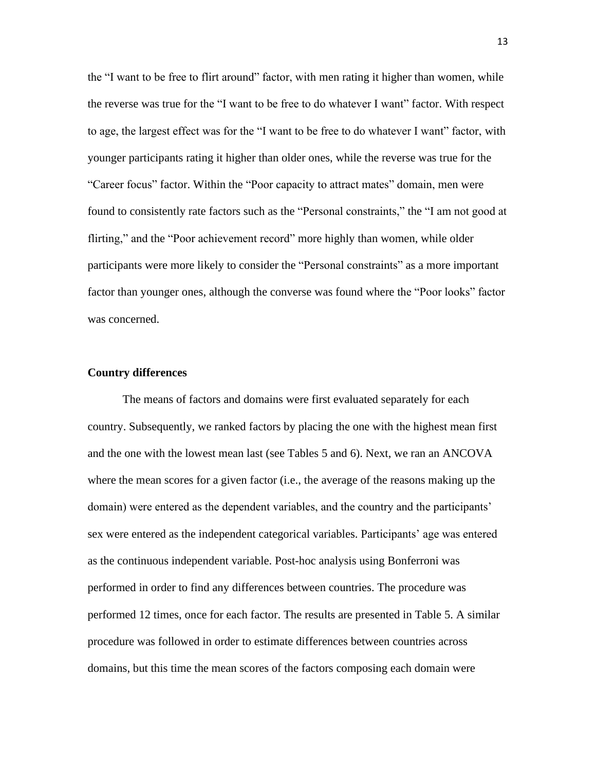the "I want to be free to flirt around" factor, with men rating it higher than women, while the reverse was true for the "I want to be free to do whatever I want" factor. With respect to age, the largest effect was for the "I want to be free to do whatever I want" factor, with younger participants rating it higher than older ones, while the reverse was true for the "Career focus" factor. Within the "Poor capacity to attract mates" domain, men were found to consistently rate factors such as the "Personal constraints," the "I am not good at flirting," and the "Poor achievement record" more highly than women, while older participants were more likely to consider the "Personal constraints" as a more important factor than younger ones, although the converse was found where the "Poor looks" factor was concerned.

**Country differences**

The means of factors and domains were first evaluated separately for each country. Subsequently, we ranked factors by placing the one with the highest mean first and the one with the lowest mean last (see Tables 5 and 6). Next, we ran an ANCOVA where the mean scores for a given factor (i.e., the average of the reasons making up the domain) were entered as the dependent variables, and the country and the participants' sex were entered as the independent categorical variables. Participants' age was entered as the continuous independent variable. Post-hoc analysis using Bonferroni was performed in order to find any differences between countries. The procedure was performed 12 times, once for each factor. The results are presented in Table 5. A similar procedure was followed in order to estimate differences between countries across domains, but this time the mean scores of the factors composing each domain were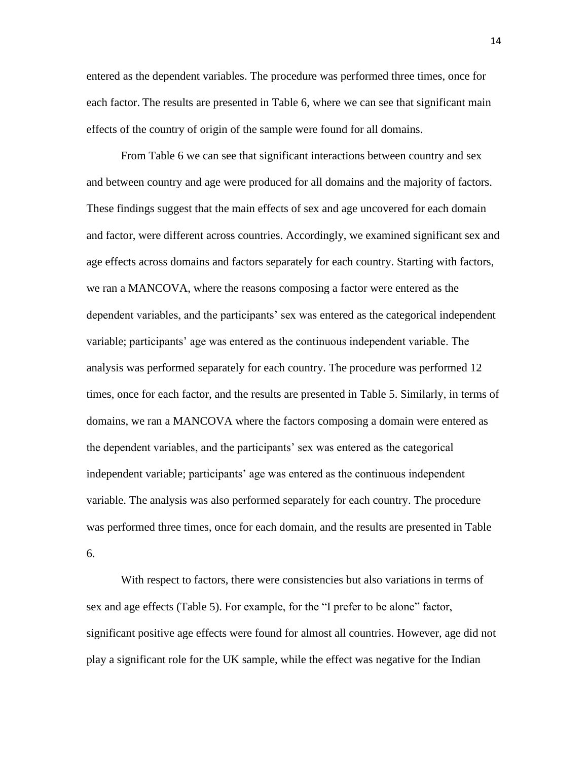entered as the dependent variables. The procedure was performed three times, once for each factor. The results are presented in Table 6, where we can see that significant main effects of the country of origin of the sample were found for all domains.

From Table 6 we can see that significant interactions between country and sex and between country and age were produced for all domains and the majority of factors. These findings suggest that the main effects of sex and age uncovered for each domain and factor, were different across countries. Accordingly, we examined significant sex and age effects across domains and factors separately for each country. Starting with factors, we ran a MANCOVA, where the reasons composing a factor were entered as the dependent variables, and the participants' sex was entered as the categorical independent variable; participants' age was entered as the continuous independent variable. The analysis was performed separately for each country. The procedure was performed 12 times, once for each factor, and the results are presented in Table 5. Similarly, in terms of domains, we ran a MANCOVA where the factors composing a domain were entered as the dependent variables, and the participants' sex was entered as the categorical independent variable; participants' age was entered as the continuous independent variable. The analysis was also performed separately for each country. The procedure was performed three times, once for each domain, and the results are presented in Table 6.

With respect to factors, there were consistencies but also variations in terms of sex and age effects (Table 5). For example, for the "I prefer to be alone" factor, significant positive age effects were found for almost all countries. However, age did not play a significant role for the UK sample, while the effect was negative for the Indian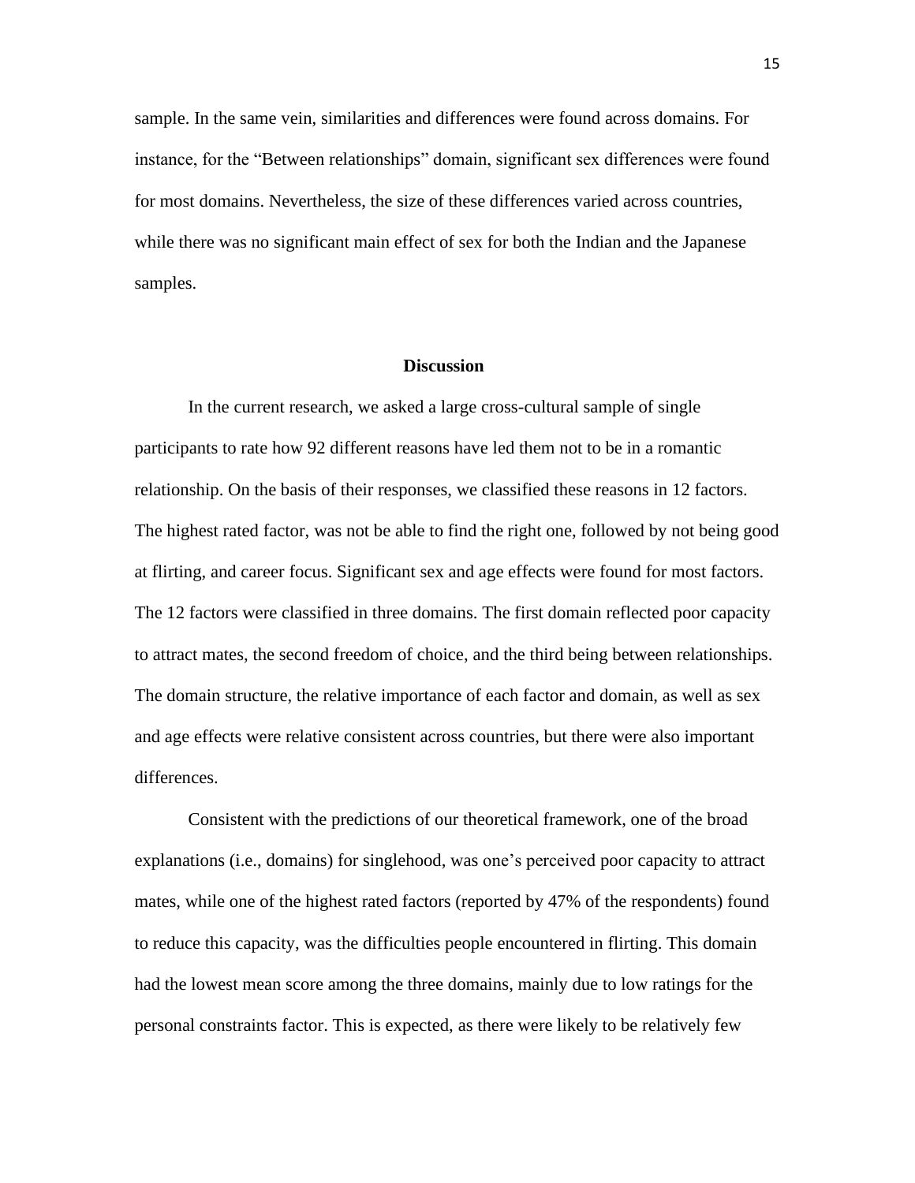sample. In the same vein, similarities and differences were found across domains. For instance, for the "Between relationships" domain, significant sex differences were found for most domains. Nevertheless, the size of these differences varied across countries, while there was no significant main effect of sex for both the Indian and the Japanese samples.

## Discussion

In the current research, we asked a large cross-cultural sample of single participants to rate how 92 different reasons have led them not to be in a romantic relationship. On the basis of their responses, we classified these reasons in 12 factors. The highest rated factor, was not be able to find the right one, followed by not being good at flirting, and career focus. Significant sex and age effects were found for most factors. The 12 factors were classified in three domains. The first domain reflected poor capacity to attract mates, the second freedom of choice, and the third being between relationships. The domain structure, the relative importance of each factor and domain, as well as sex and age effects were relative consistent across countries, but there were also important differences.

Consistent with the predictions of our theoretical framework, one of the broad explanations (i.e., domains) for singlehood, was one's perceived poor capacity to attract mates, while one of the highest rated factors (reported by 47% of the respondents) found to reduce this capacity, was the difficulties people encountered in flirting. This domain had the lowest mean score among the three domains, mainly due to low ratings for the personal constraints factor. This is expected, as there were likely to be relatively few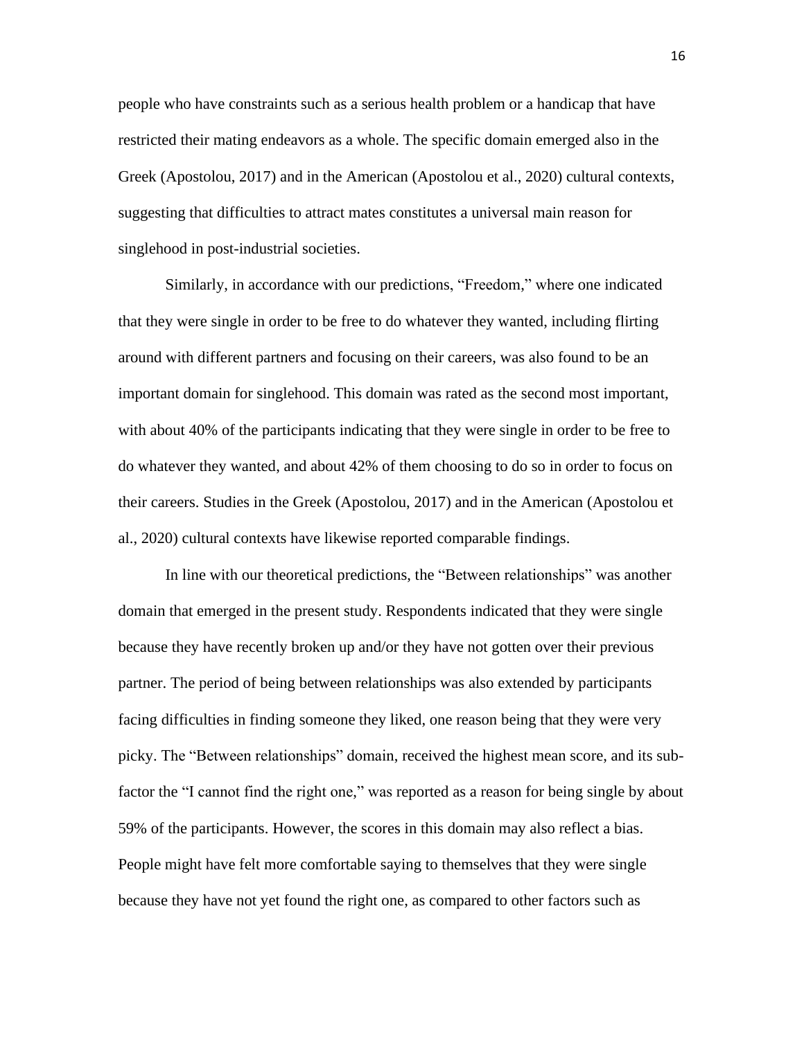people who have constraints such as a serious health problem or a handicap that have restricted their mating endeavors as a whole. The specific domain emerged also in the Greek (Apostolou, 2017) and in the American (Apostolou et al., 2020) cultural contexts, suggesting that difficulties to attract mates constitutes a universal main reason for singlehood in post-industrial societies.

Similarly, in accordance with our predictions, "Freedom," where one indicated that they were single in order to be free to do whatever they wanted, including flirting around with different partners and focusing on their careers, was also found to be an important domain for singlehood. This domain was rated as the second most important, with about 40% of the participants indicating that they were single in order to be free to do whatever they wanted, and about 42% of them choosing to do so in order to focus on their careers. Studies in the Greek (Apostolou, 2017) and in the American (Apostolou et al., 2020) cultural contexts have likewise reported comparable findings.

In line with our theoretical predictions, the "Between relationships" was another domain that emerged in the present study. Respondents indicated that they were single because they have recently broken up and/or they have not gotten over their previous partner. The period of being between relationships was also extended by participants facing difficulties in finding someone they liked, one reason being that they were very picky. The "Between relationships" domain, received the highest mean score, and its sub-factor the "I cannot find the right one," was reported as a reason for being single by about 59% of the participants. However, the scores in this domain may also reflect a bias. People might have felt more comfortable saying to themselves that they were single because they have not yet found the right one, as compared to other factors such as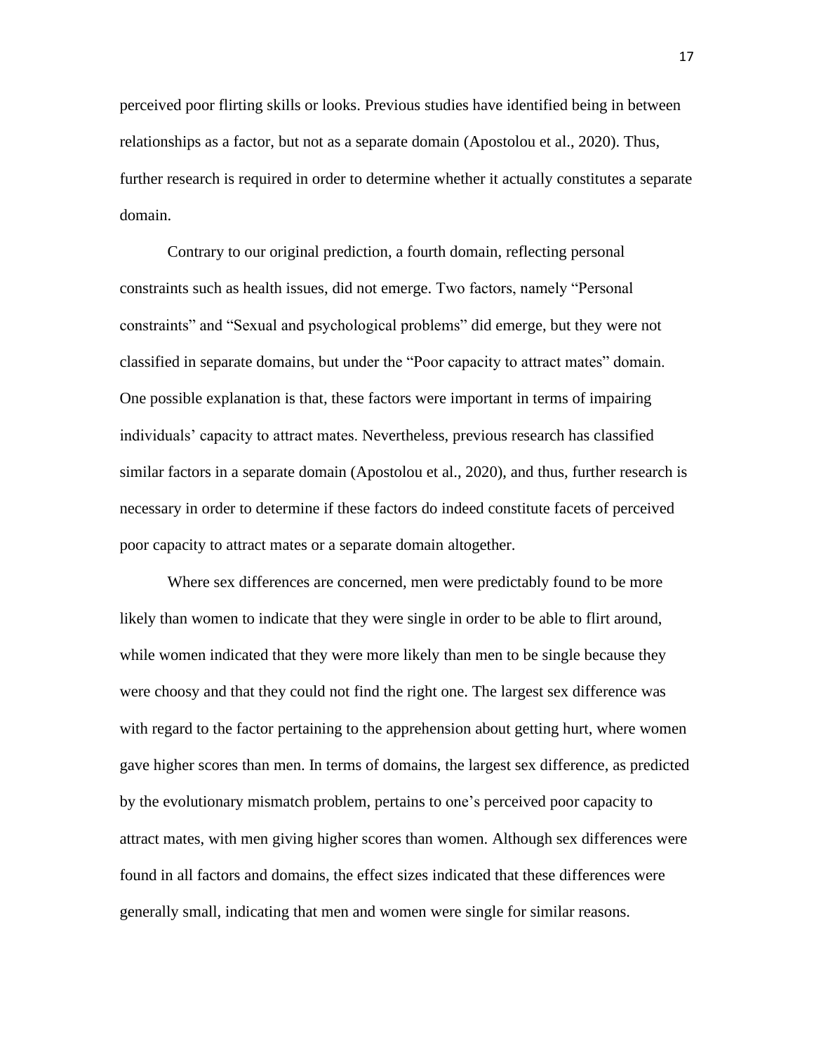perceived poor flirting skills or looks. Previous studies have identified being in between relationships as a factor, but not as a separate domain (Apostolou et al., 2020). Thus, further research is required in order to determine whether it actually constitutes a separate domain.

Contrary to our original prediction, a fourth domain, reflecting personal constraints such as health issues, did not emerge. Two factors, namely "Personal constraints" and "Sexual and psychological problems" did emerge, but they were not classified in separate domains, but under the "Poor capacity to attract mates" domain. One possible explanation is that, these factors were important in terms of impairing individuals' capacity to attract mates. Nevertheless, previous research has classified similar factors in a separate domain (Apostolou et al., 2020), and thus, further research is necessary in order to determine if these factors do indeed constitute facets of perceived poor capacity to attract mates or a separate domain altogether.

Where sex differences are concerned, men were predictably found to be more likely than women to indicate that they were single in order to be able to flirt around, while women indicated that they were more likely than men to be single because they were choosy and that they could not find the right one. The largest sex difference was with regard to the factor pertaining to the apprehension about getting hurt, where women gave higher scores than men. In terms of domains, the largest sex difference, as predicted by the evolutionary mismatch problem, pertains to one's perceived poor capacity to attract mates, with men giving higher scores than women. Although sex differences were found in all factors and domains, the effect sizes indicated that these differences were generally small, indicating that men and women were single for similar reasons.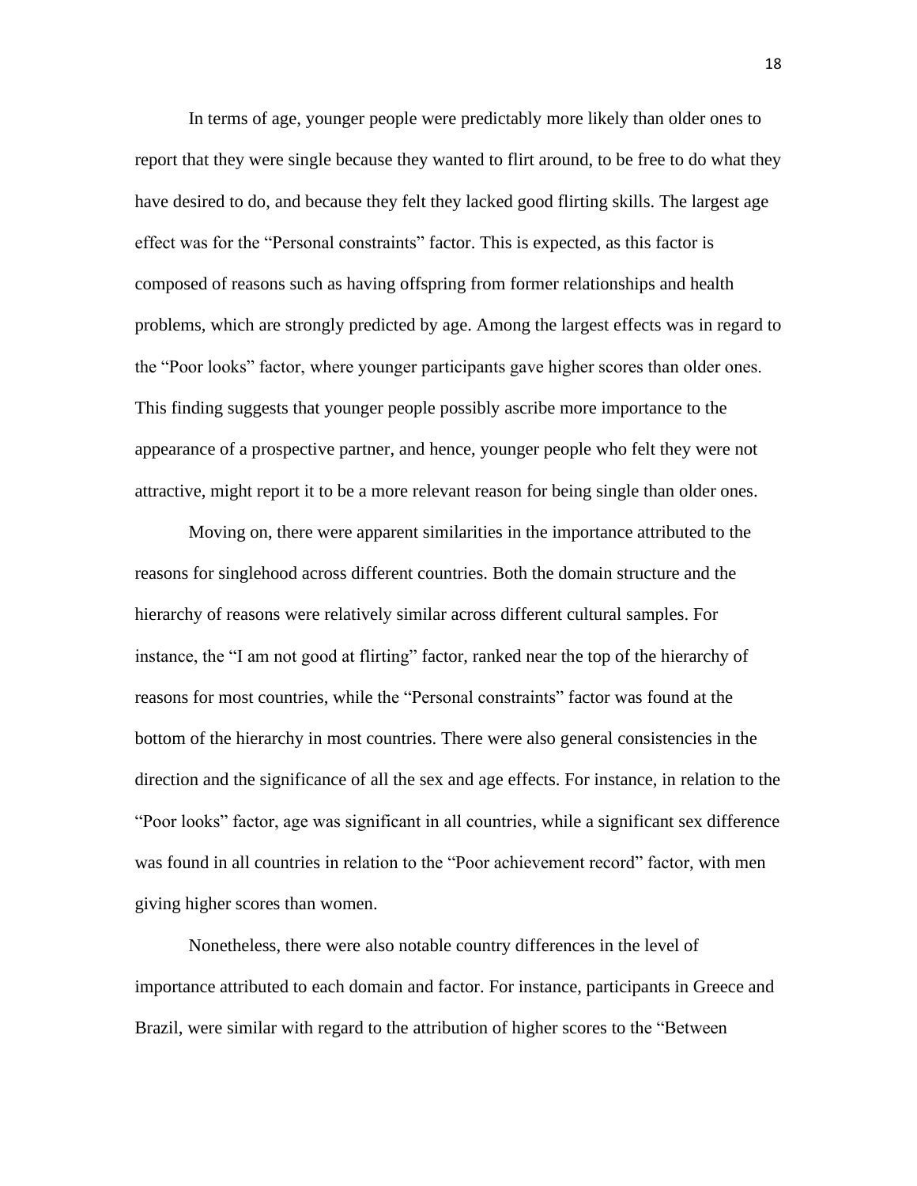In terms of age, younger people were predictably more likely than older ones to report that they were single because they wanted to flirt around, to be free to do what they have desired to do, and because they felt they lacked good flirting skills. The largest age effect was for the “Personal constraints” factor. This is expected, as this factor is composed of reasons such as having offspring from former relationships and health problems, which are strongly predicted by age. Among the largest effects was in regard to the “Poor looks” factor, where younger participants gave higher scores than older ones. This finding suggests that younger people possibly ascribe more importance to the appearance of a prospective partner, and hence, younger people who felt they were not attractive, might report it to be a more relevant reason for being single than older ones.

Moving on, there were apparent similarities in the importance attributed to the reasons for singlehood across different countries. Both the domain structure and the hierarchy of reasons were relatively similar across different cultural samples. For instance, the “I am not good at flirting” factor, ranked near the top of the hierarchy of reasons for most countries, while the “Personal constraints” factor was found at the bottom of the hierarchy in most countries. There were also general consistencies in the direction and the significance of all the sex and age effects. For instance, in relation to the “Poor looks” factor, age was significant in all countries, while a significant sex difference was found in all countries in relation to the “Poor achievement record” factor, with men giving higher scores than women.

Nonetheless, there were also notable country differences in the level of importance attributed to each domain and factor. For instance, participants in Greece and Brazil, were similar with regard to the attribution of higher scores to the “Between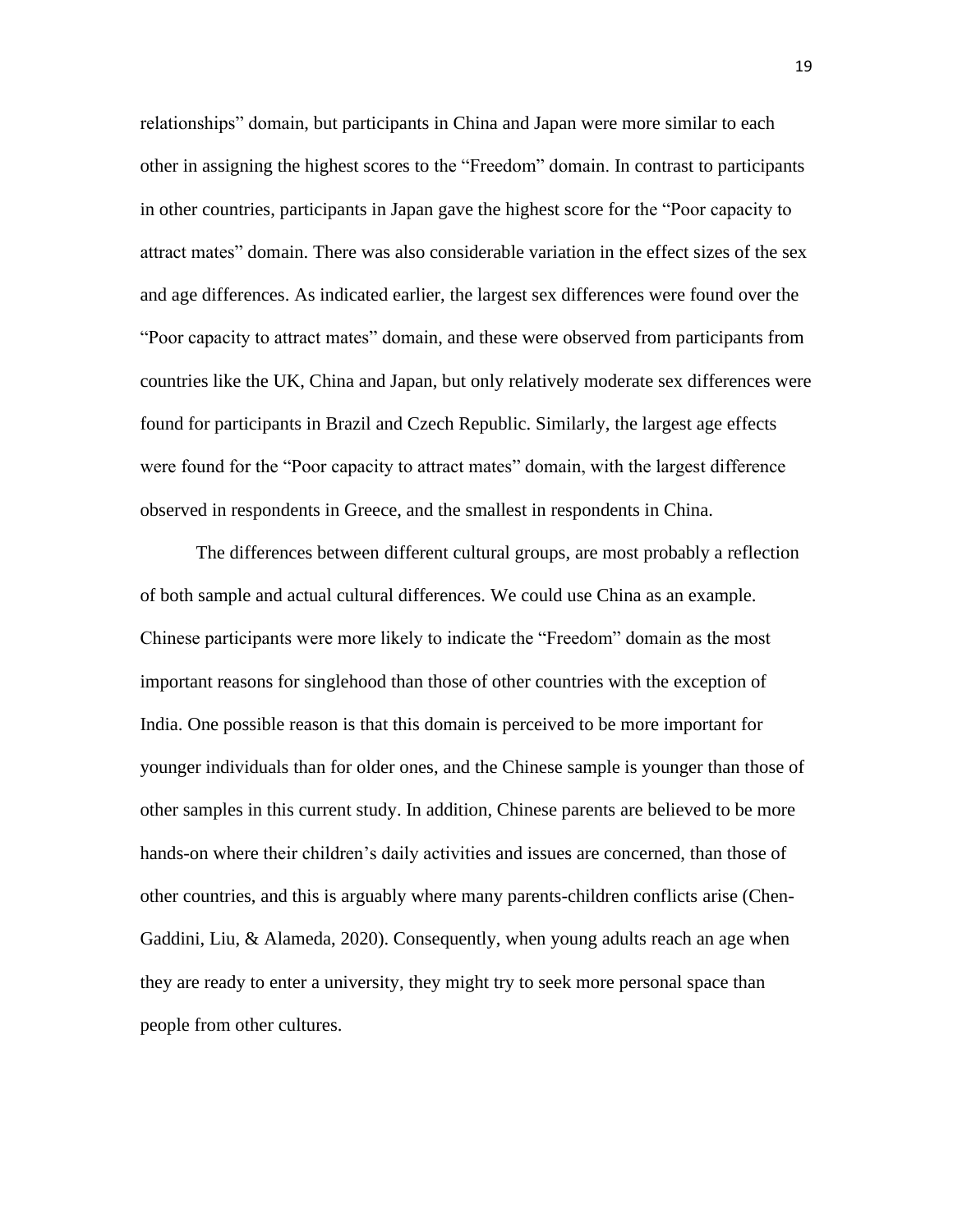relationships" domain, but participants in China and Japan were more similar to each other in assigning the highest scores to the "Freedom" domain. In contrast to participants in other countries, participants in Japan gave the highest score for the "Poor capacity to attract mates" domain. There was also considerable variation in the effect sizes of the sex and age differences. As indicated earlier, the largest sex differences were found over the "Poor capacity to attract mates" domain, and these were observed from participants from countries like the UK, China and Japan, but only relatively moderate sex differences were found for participants in Brazil and Czech Republic. Similarly, the largest age effects were found for the "Poor capacity to attract mates" domain, with the largest difference observed in respondents in Greece, and the smallest in respondents in China.

The differences between different cultural groups, are most probably a reflection of both sample and actual cultural differences. We could use China as an example. Chinese participants were more likely to indicate the "Freedom" domain as the most important reasons for singlehood than those of other countries with the exception of India. One possible reason is that this domain is perceived to be more important for younger individuals than for older ones, and the Chinese sample is younger than those of other samples in this current study. In addition, Chinese parents are believed to be more hands-on where their children's daily activities and issues are concerned, than those of other countries, and this is arguably where many parents-children conflicts arise (Chen-Gaddini, Liu, & Alameda, 2020). Consequently, when young adults reach an age when they are ready to enter a university, they might try to seek more personal space than people from other cultures.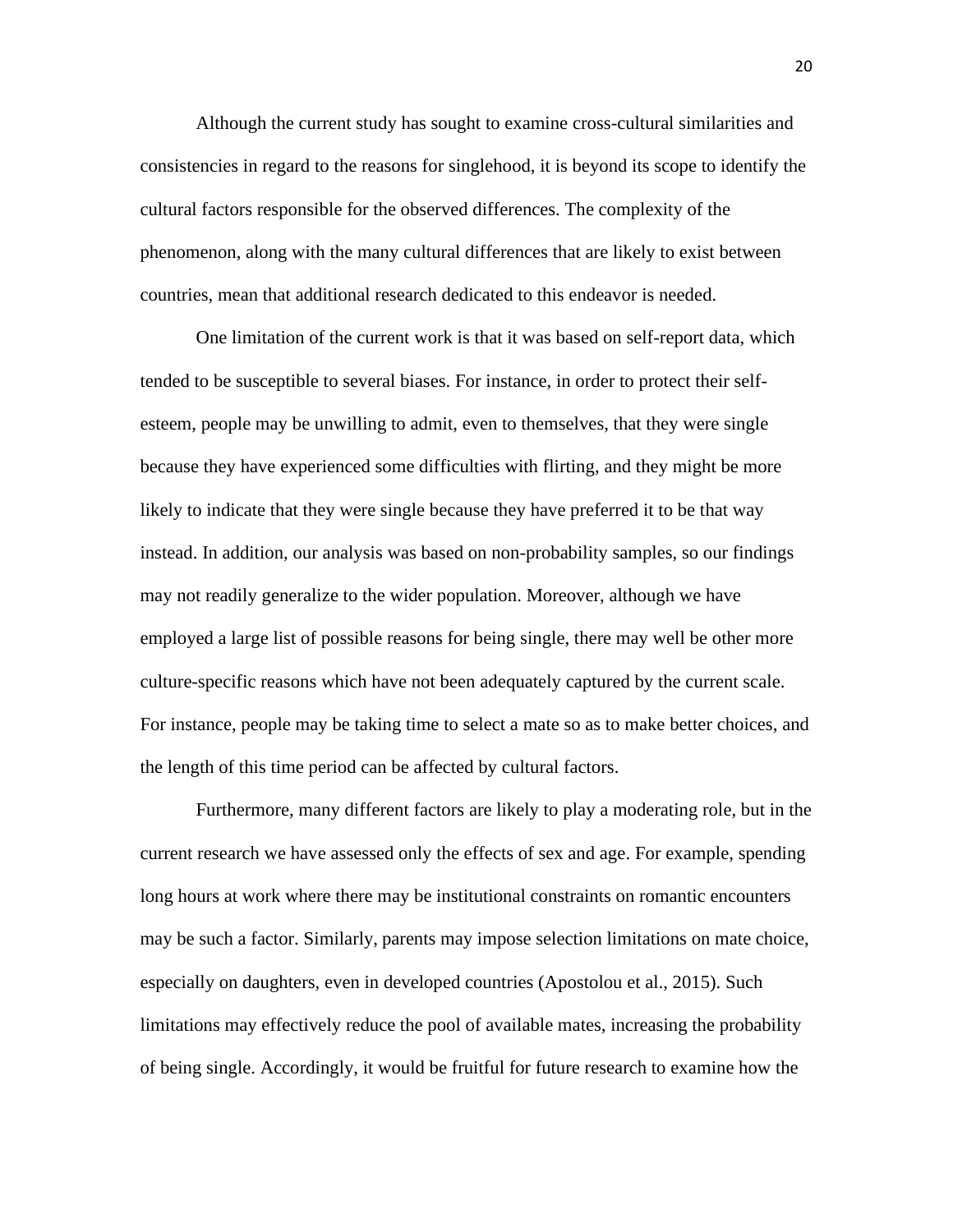Although the current study has sought to examine cross-cultural similarities and consistencies in regard to the reasons for singlehood, it is beyond its scope to identify the cultural factors responsible for the observed differences. The complexity of the phenomenon, along with the many cultural differences that are likely to exist between countries, mean that additional research dedicated to this endeavor is needed.

One limitation of the current work is that it was based on self-report data, which tended to be susceptible to several biases. For instance, in order to protect their self-esteem, people may be unwilling to admit, even to themselves, that they were single because they have experienced some difficulties with flirting, and they might be more likely to indicate that they were single because they have preferred it to be that way instead. In addition, our analysis was based on non-probability samples, so our findings may not readily generalize to the wider population. Moreover, although we have employed a large list of possible reasons for being single, there may well be other more culture-specific reasons which have not been adequately captured by the current scale. For instance, people may be taking time to select a mate so as to make better choices, and the length of this time period can be affected by cultural factors.

Furthermore, many different factors are likely to play a moderating role, but in the current research we have assessed only the effects of sex and age. For example, spending long hours at work where there may be institutional constraints on romantic encounters may be such a factor. Similarly, parents may impose selection limitations on mate choice, especially on daughters, even in developed countries (Apostolou et al., 2015). Such limitations may effectively reduce the pool of available mates, increasing the probability of being single. Accordingly, it would be fruitful for future research to examine how the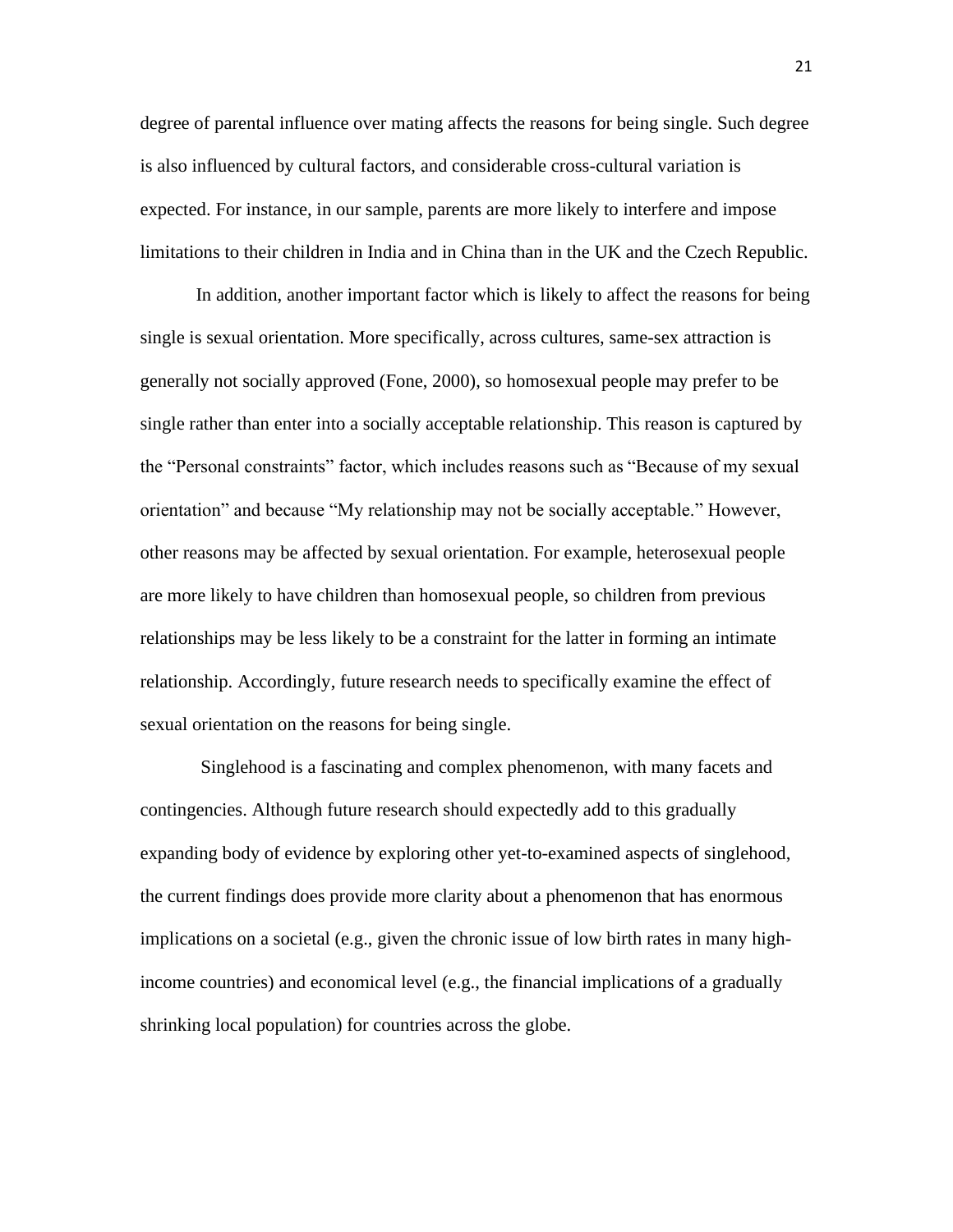degree of parental influence over mating affects the reasons for being single. Such degree is also influenced by cultural factors, and considerable cross-cultural variation is expected. For instance, in our sample, parents are more likely to interfere and impose limitations to their children in India and in China than in the UK and the Czech Republic.

In addition, another important factor which is likely to affect the reasons for being single is sexual orientation. More specifically, across cultures, same-sex attraction is generally not socially approved (Fone, 2000), so homosexual people may prefer to be single rather than enter into a socially acceptable relationship. This reason is captured by the "Personal constraints" factor, which includes reasons such as "Because of my sexual orientation" and because "My relationship may not be socially acceptable." However, other reasons may be affected by sexual orientation. For example, heterosexual people are more likely to have children than homosexual people, so children from previous relationships may be less likely to be a constraint for the latter in forming an intimate relationship. Accordingly, future research needs to specifically examine the effect of sexual orientation on the reasons for being single.

Singlehood is a fascinating and complex phenomenon, with many facets and contingencies. Although future research should expectedly add to this gradually expanding body of evidence by exploring other yet-to-examined aspects of singlehood, the current findings does provide more clarity about a phenomenon that has enormous implications on a societal (e.g., given the chronic issue of low birth rates in many high-income countries) and economical level (e.g., the financial implications of a gradually shrinking local population) for countries across the globe.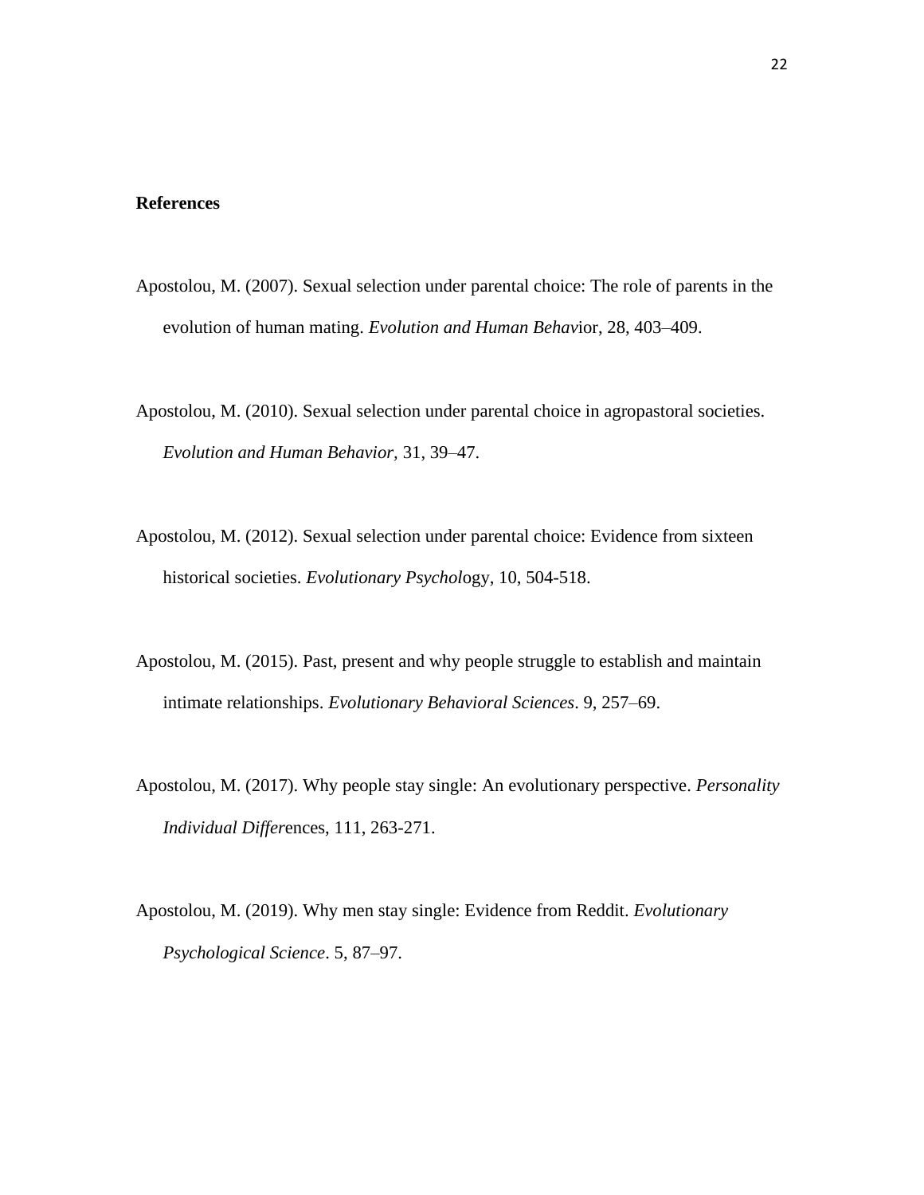**References**

Apostolou, M. (2007). Sexual selection under parental choice: The role of parents in the evolution of human mating. *Evolution and Human Behav*ior, 28, 403–409.

Apostolou, M. (2010). Sexual selection under parental choice in agropastoral societies. *Evolution and Human Behavior*, 31, 39–47.

Apostolou, M. (2012). Sexual selection under parental choice: Evidence from sixteen historical societies. *Evolutionary Psychol*ogy, 10, 504-518.

Apostolou, M. (2015). Past, present and why people struggle to establish and maintain intimate relationships. *Evolutionary Behavioral Sciences*. 9, 257–69.

Apostolou, M. (2017). Why people stay single: An evolutionary perspective. *Personality Individual Differ*ences, 111, 263-271.

Apostolou, M. (2019). Why men stay single: Evidence from Reddit. *Evolutionary Psychological Science*. 5, 87–97.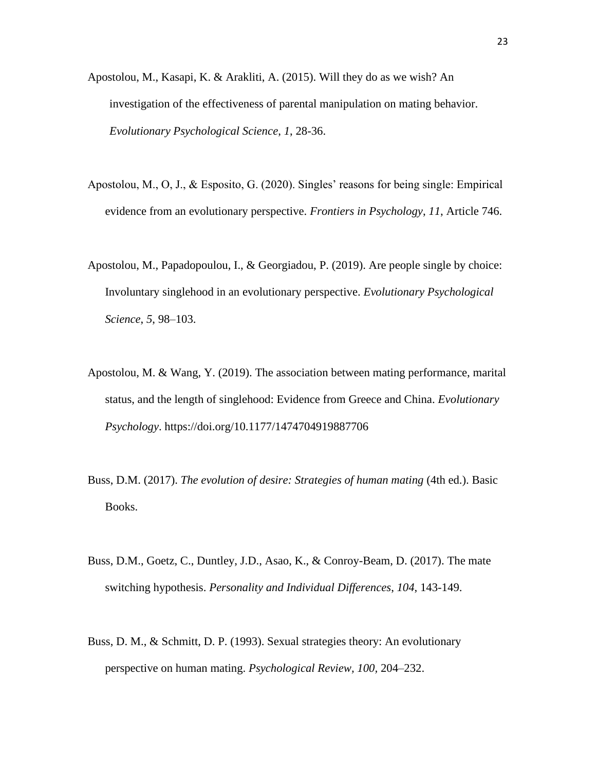Apostolou, M., Kasapi, K. & Arakliti, A. (2015). Will they do as we wish? An investigation of the effectiveness of parental manipulation on mating behavior. *Evolutionary Psychological Science*, *1*, 28-36.

Apostolou, M., O, J., & Esposito, G. (2020). Singles' reasons for being single: Empirical evidence from an evolutionary perspective. *Frontiers in Psychology*, *11*, Article 746.

Apostolou, M., Papadopoulou, I., & Georgiadou, P. (2019). Are people single by choice: Involuntary singlehood in an evolutionary perspective. *Evolutionary Psychological Science*, *5*, 98–103.

Apostolou, M. & Wang, Y. (2019). The association between mating performance, marital status, and the length of singlehood: Evidence from Greece and China. *Evolutionary Psychology*. https://doi.org/10.1177/1474704919887706

Buss, D.M. (2017). *The evolution of desire: Strategies of human mating* (4th ed.). Basic Books.

Buss, D.M., Goetz, C., Duntley, J.D., Asao, K., & Conroy-Beam, D. (2017). The mate switching hypothesis. *Personality and Individual Differences*, *104*, 143-149.

Buss, D. M., & Schmitt, D. P. (1993). Sexual strategies theory: An evolutionary perspective on human mating. *Psychological Review, 100*, 204–232.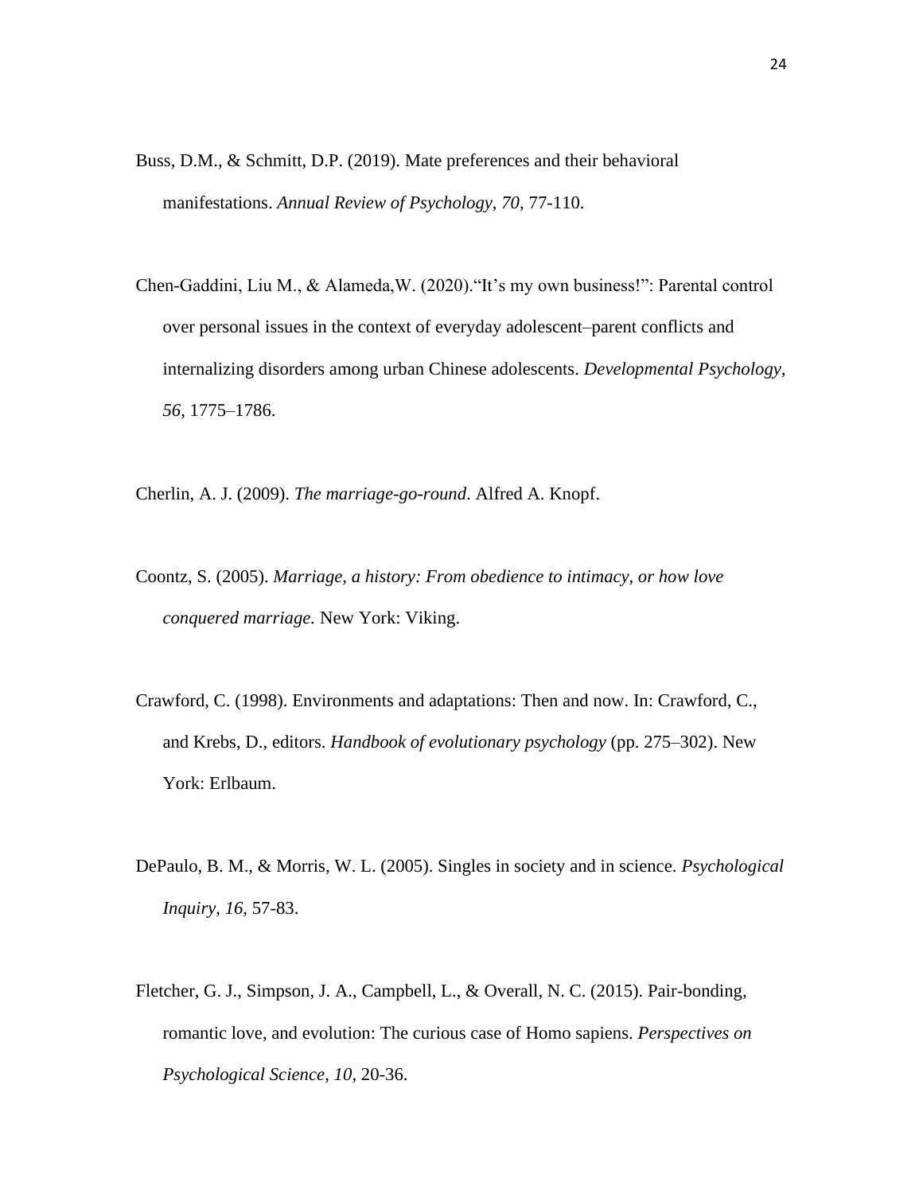Buss, D.M., & Schmitt, D.P. (2019). Mate preferences and their behavioral manifestations. *Annual Review of Psychology*, *70*, 77-110.

Chen-Gaddini, Liu M., & Alameda,W. (2020).“It’s my own business!”: Parental control over personal issues in the context of everyday adolescent–parent conflicts and internalizing disorders among urban Chinese adolescents. *Developmental Psychology*, *56*, 1775–1786.

Cherlin, A. J. (2009). *The marriage-go-round.* Alfred A. Knopf.

Coontz, S. (2005). *Marriage, a history: From obedience to intimacy, or how love conquered marriage.* New York: Viking.

Crawford, C. (1998). Environments and adaptations: Then and now. In: Crawford, C., and Krebs, D., editors. *Handbook of evolutionary psychology* (pp. 275–302). New York: Erlbaum.

DePaulo, B. M., & Morris, W. L. (2005). Singles in society and in science. *Psychological Inquiry*, *16*, 57-83.

Fletcher, G. J., Simpson, J. A., Campbell, L., & Overall, N. C. (2015). Pair-bonding, romantic love, and evolution: The curious case of Homo sapiens. *Perspectives on Psychological Science*, *10*, 20-36.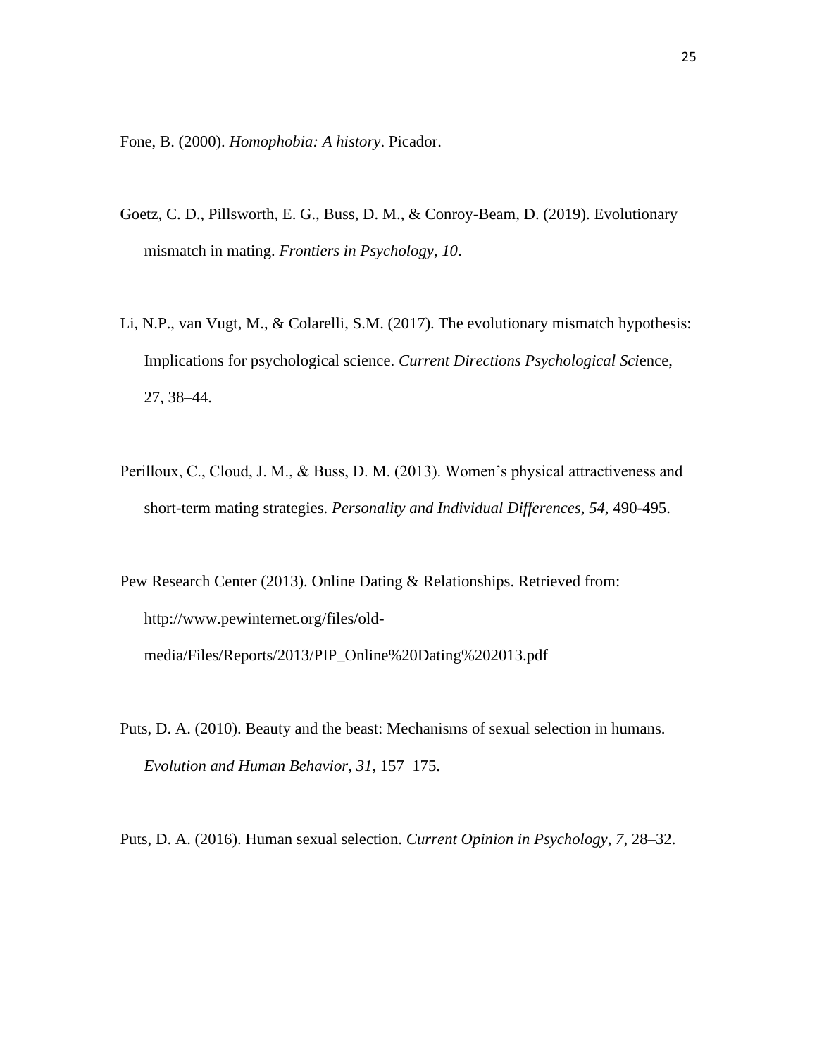Fone, B. (2000). *Homophobia: A history*. Picador.

Goetz, C. D., Pillsworth, E. G., Buss, D. M., & Conroy-Beam, D. (2019). Evolutionary mismatch in mating. *Frontiers in Psychology*, *10*.

Li, N.P., van Vugt, M., & Colarelli, S.M. (2017). The evolutionary mismatch hypothesis: Implications for psychological science. *Current Directions Psychological Sci*ence, 27, 38–44.

Perilloux, C., Cloud, J. M., & Buss, D. M. (2013). Women's physical attractiveness and short-term mating strategies. *Personality and Individual Differences*, *54*, 490-495.

Pew Research Center (2013). Online Dating & Relationships. Retrieved from: http://www.pewinternet.org/files/old-media/Files/Reports/2013/PIP_Online%20Dating%202013.pdf

Puts, D. A. (2010). Beauty and the beast: Mechanisms of sexual selection in humans. *Evolution and Human Behavior*, *31*, 157–175.

Puts, D. A. (2016). Human sexual selection. *Current Opinion in Psychology*, *7*, 28–32.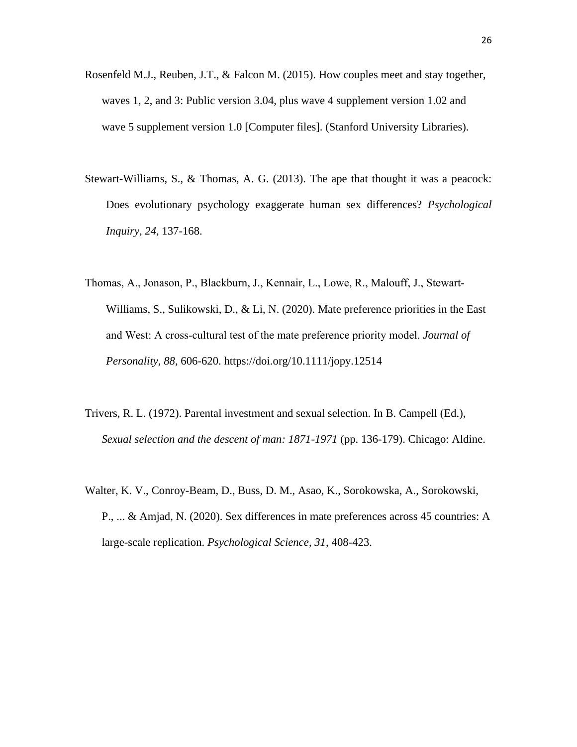Rosenfeld M.J., Reuben, J.T., & Falcon M. (2015). How couples meet and stay together, waves 1, 2, and 3: Public version 3.04, plus wave 4 supplement version 1.02 and wave 5 supplement version 1.0 [Computer files]. (Stanford University Libraries).

Stewart-Williams, S., & Thomas, A. G. (2013). The ape that thought it was a peacock: Does evolutionary psychology exaggerate human sex differences? *Psychological Inquiry*, *24*, 137-168.

Thomas, A., Jonason, P., Blackburn, J., Kennair, L., Lowe, R., Malouff, J., Stewart-Williams, S., Sulikowski, D., & Li, N. (2020). Mate preference priorities in the East and West: A cross-cultural test of the mate preference priority model. *Journal of Personality, 88,* 606-620. https://doi.org/10.1111/jopy.12514

Trivers, R. L. (1972). Parental investment and sexual selection. In B. Campell (Ed.), *Sexual selection and the descent of man: 1871-1971* (pp. 136-179). Chicago: Aldine.

Walter, K. V., Conroy-Beam, D., Buss, D. M., Asao, K., Sorokowska, A., Sorokowski, P., ... & Amjad, N. (2020). Sex differences in mate preferences across 45 countries: A large-scale replication. *Psychological Science*, *31*, 408-423.